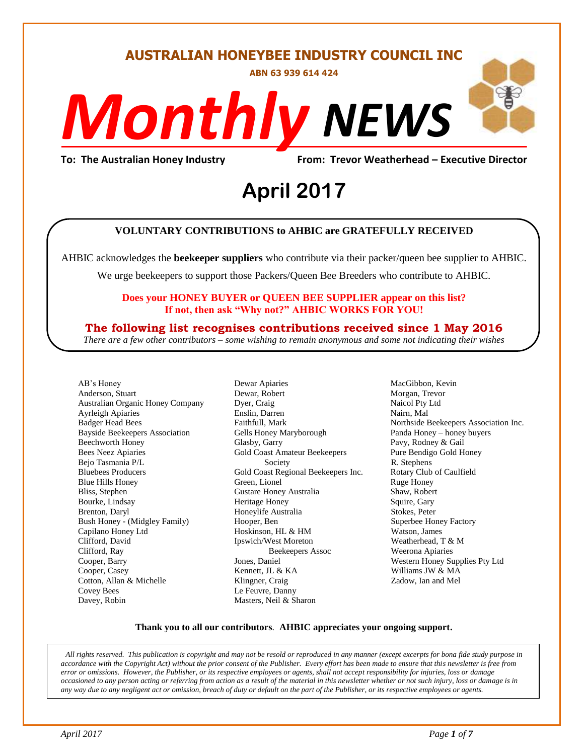# AUSTRALIAN HONEYBEE INDUSTRY COUNCIL INC

**ABN 63 939 614 424**

# *Monthly* NEWS

**To: The Australian Honey Industry** **From: Trevor Weatherhead – Executive Director**

# April 2017

## VOLUNTARY CONTRIBUTIONS to AHBIC are GRATEFULLY RECEIVED

AHBIC acknowledges the **beekeeper suppliers** who contribute via their packer/queen bee supplier to AHBIC.

We urge beekeepers to support those Packers/Queen Bee Breeders who contribute to AHBIC.

**Does your HONEY BUYER or QUEEN BEE SUPPLIER appear on this list?**
**If not, then ask "Why not?" AHBIC WORKS FOR YOU!**

**The following list recognises contributions received since 1 May 2016**

*There are a few other contributors – some wishing to remain anonymous and some not indicating their wishes*

AB's Honey
Anderson, Stuart
Australian Organic Honey Company
Ayrleigh Apiaries
Badger Head Bees
Bayside Beekeepers Association
Beechworth Honey
Bees Neez Apiaries
Bejo Tasmania P/L
Bluebees Producers
Blue Hills Honey
Bliss, Stephen
Bourke, Lindsay
Brenton, Daryl
Bush Honey - (Midgley Family)
Capilano Honey Ltd
Clifford, David
Clifford, Ray
Cooper, Barry
Cooper, Casey
Cotton, Allan & Michelle
Covey Bees
Davey, Robin
Dewar Apiaries
Dewar, Robert
Dyer, Craig
Enslin, Darren
Faithfull, Mark
Gells Honey Maryborough
Glasby, Garry
Gold Coast Amateur Beekeepers Society
Gold Coast Regional Beekeepers Inc.
Green, Lionel
Gustare Honey Australia
Heritage Honey
Honeylife Australia
Hooper, Ben
Hoskinson, HL & HM
Ipswich/West Moreton Beekeepers Assoc
Jones, Daniel
Kennett, JL & KA
Klingner, Craig
Le Feuvre, Danny
Masters, Neil & Sharon
MacGibbon, Kevin
Morgan, Trevor
Naicol Pty Ltd
Nairn, Mal
Northside Beekeepers Association Inc.
Panda Honey – honey buyers
Pavy, Rodney & Gail
Pure Bendigo Gold Honey
R. Stephens
Rotary Club of Caulfield
Ruge Honey
Shaw, Robert
Squire, Gary
Stokes, Peter
Superbee Honey Factory
Watson, James
Weatherhead, T & M
Weerona Apiaries
Western Honey Supplies Pty Ltd
Williams JW & MA
Zadow, Ian and Mel

**Thank you to all our contributors**. **AHBIC appreciates your ongoing support.**

*All rights reserved. This publication is copyright and may not be resold or reproduced in any manner (except excerpts for bona fide study purpose in accordance with the Copyright Act) without the prior consent of the Publisher. Every effort has been made to ensure that this newsletter is free from error or omissions. However, the Publisher, or its respective employees or agents, shall not accept responsibility for injuries, loss or damage occasioned to any person acting or referring from action as a result of the material in this newsletter whether or not such injury, loss or damage is in any way due to any negligent act or omission, breach of duty or default on the part of the Publisher, or its respective employees or agents.*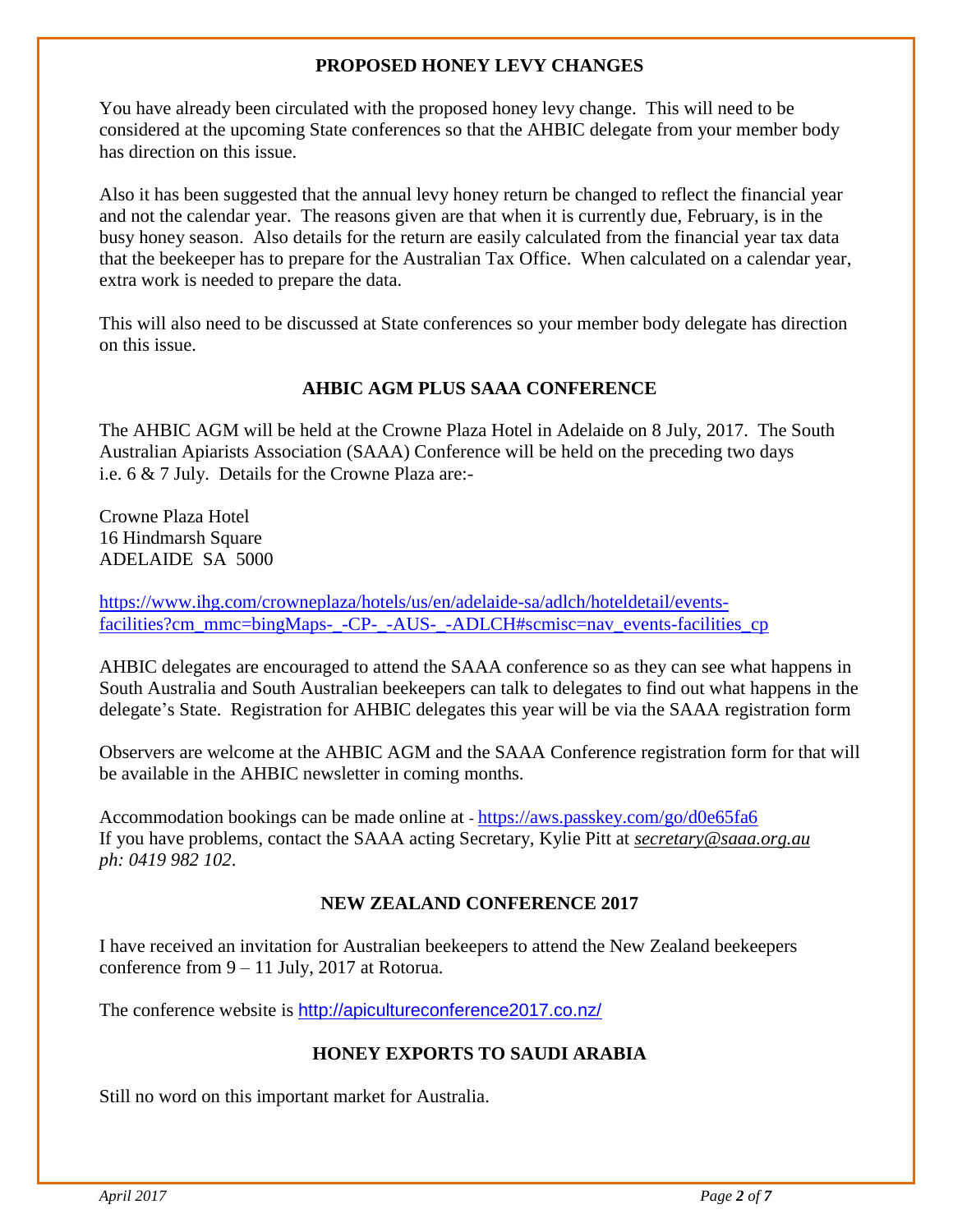## PROPOSED HONEY LEVY CHANGES

You have already been circulated with the proposed honey levy change. This will need to be considered at the upcoming State conferences so that the AHBIC delegate from your member body has direction on this issue.

Also it has been suggested that the annual levy honey return be changed to reflect the financial year and not the calendar year. The reasons given are that when it is currently due, February, is in the busy honey season. Also details for the return are easily calculated from the financial year tax data that the beekeeper has to prepare for the Australian Tax Office. When calculated on a calendar year, extra work is needed to prepare the data.

This will also need to be discussed at State conferences so your member body delegate has direction on this issue.

## AHBIC AGM PLUS SAAA CONFERENCE

The AHBIC AGM will be held at the Crowne Plaza Hotel in Adelaide on 8 July, 2017. The South Australian Apiarists Association (SAAA) Conference will be held on the preceding two days i.e. 6 & 7 July. Details for the Crowne Plaza are:-

Crowne Plaza Hotel
16 Hindmarsh Square
ADELAIDE SA 5000

https://www.ihg.com/crowneplaza/hotels/us/en/adelaide-sa/adlch/hoteldetail/events-facilities?cm_mmc=bingMaps-_-CP-_-AUS-_-ADLCH#scmisc=nav_events-facilities_cp

AHBIC delegates are encouraged to attend the SAAA conference so as they can see what happens in South Australia and South Australian beekeepers can talk to delegates to find out what happens in the delegate's State. Registration for AHBIC delegates this year will be via the SAAA registration form

Observers are welcome at the AHBIC AGM and the SAAA Conference registration form for that will be available in the AHBIC newsletter in coming months.

Accommodation bookings can be made online at - https://aws.passkey.com/go/d0e65fa6
If you have problems, contact the SAAA acting Secretary, Kylie Pitt at ***secretary@saaa.org.au*** *ph: 0419 982 102*.

## NEW ZEALAND CONFERENCE 2017

I have received an invitation for Australian beekeepers to attend the New Zealand beekeepers conference from 9 – 11 July, 2017 at Rotorua.

The conference website is http://apicultureconference2017.co.nz/

## HONEY EXPORTS TO SAUDI ARABIA

Still no word on this important market for Australia.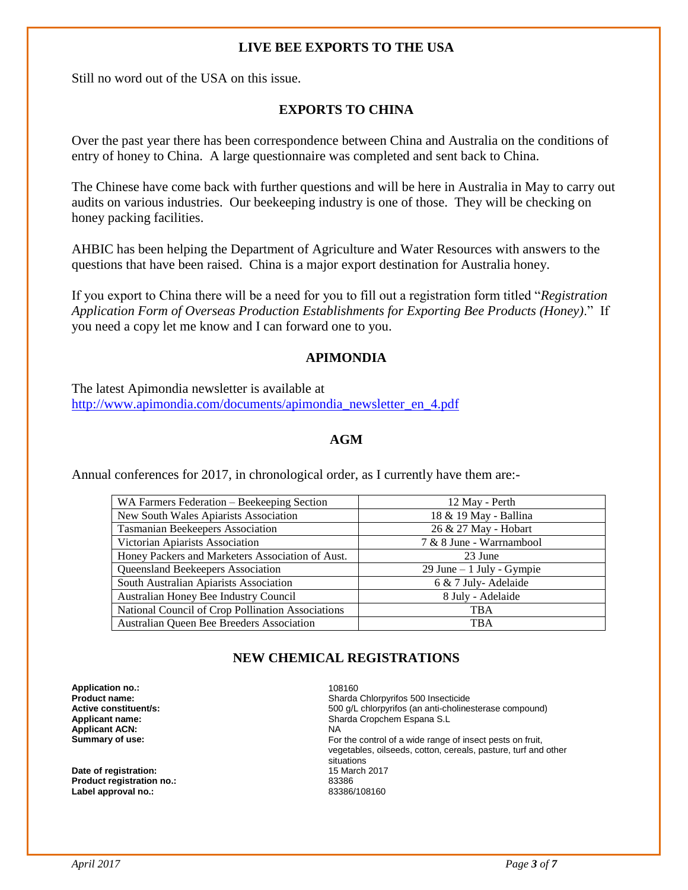## LIVE BEE EXPORTS TO THE USA

Still no word out of the USA on this issue.

## EXPORTS TO CHINA

Over the past year there has been correspondence between China and Australia on the conditions of entry of honey to China. A large questionnaire was completed and sent back to China.

The Chinese have come back with further questions and will be here in Australia in May to carry out audits on various industries. Our beekeeping industry is one of those. They will be checking on honey packing facilities.

AHBIC has been helping the Department of Agriculture and Water Resources with answers to the questions that have been raised. China is a major export destination for Australia honey.

If you export to China there will be a need for you to fill out a registration form titled "*Registration Application Form of Overseas Production Establishments for Exporting Bee Products (Honey)*." If you need a copy let me know and I can forward one to you.

## APIMONDIA

The latest Apimondia newsletter is available at http://www.apimondia.com/documents/apimondia_newsletter_en_4.pdf

## AGM

Annual conferences for 2017, in chronological order, as I currently have them are:-

| Association | Date / Location |
|---|---|
| WA Farmers Federation – Beekeeping Section | 12 May - Perth |
| New South Wales Apiarists Association | 18 & 19 May - Ballina |
| Tasmanian Beekeepers Association | 26 & 27 May - Hobart |
| Victorian Apiarists Association | 7 & 8 June - Warrnambool |
| Honey Packers and Marketers Association of Aust. | 23 June |
| Queensland Beekeepers Association | 29 June – 1 July - Gympie |
| South Australian Apiarists Association | 6 & 7 July- Adelaide |
| Australian Honey Bee Industry Council | 8 July - Adelaide |
| National Council of Crop Pollination Associations | TBA |
| Australian Queen Bee Breeders Association | TBA |

## NEW CHEMICAL REGISTRATIONS

**Application no.:** 108160
**Product name:** Sharda Chlorpyrifos 500 Insecticide
**Active constituent/s:** 500 g/L chlorpyrifos (an anti-cholinesterase compound)
**Applicant name:** Sharda Cropchem Espana S.L
**Applicant ACN:** NA
**Summary of use:** For the control of a wide range of insect pests on fruit, vegetables, oilseeds, cotton, cereals, pasture, turf and other situations
**Date of registration:** 15 March 2017
**Product registration no.:** 83386
**Label approval no.:** 83386/108160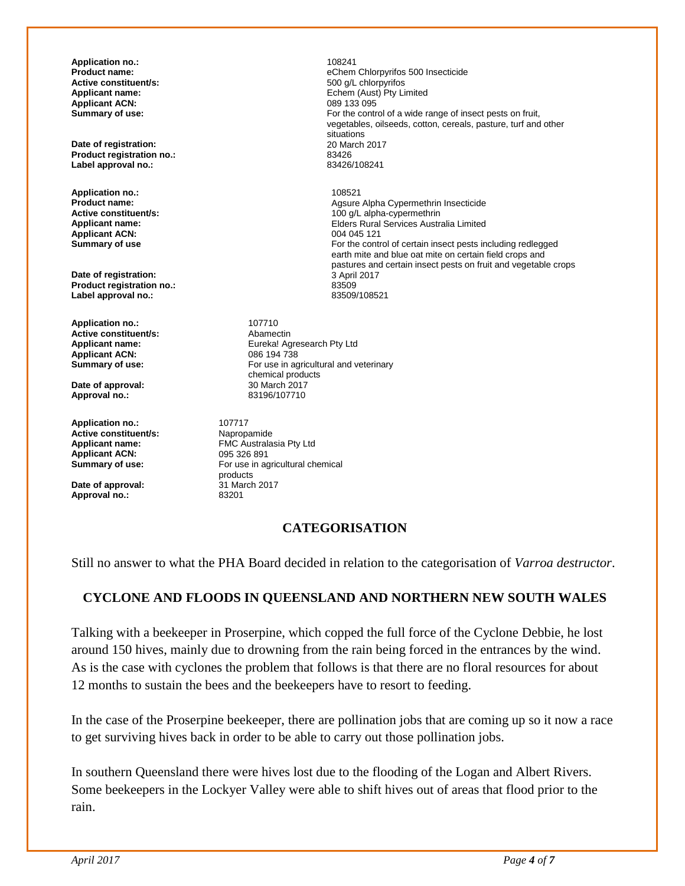**Application no.:** 108241
**Product name:** eChem Chlorpyrifos 500 Insecticide
**Active constituent/s:** 500 g/L chlorpyrifos
**Applicant name:** Echem (Aust) Pty Limited
**Applicant ACN:** 089 133 095
**Summary of use:** For the control of a wide range of insect pests on fruit, vegetables, oilseeds, cotton, cereals, pasture, turf and other situations
**Date of registration:** 20 March 2017
**Product registration no.:** 83426
**Label approval no.:** 83426/108241

**Application no.:** 108521
**Product name:** Agsure Alpha Cypermethrin Insecticide
**Active constituent/s:** 100 g/L alpha-cypermethrin
**Applicant name:** Elders Rural Services Australia Limited
**Applicant ACN:** 004 045 121
**Summary of use** For the control of certain insect pests including redlegged earth mite and blue oat mite on certain field crops and pastures and certain insect pests on fruit and vegetable crops
**Date of registration:** 3 April 2017
**Product registration no.:** 83509
**Label approval no.:** 83509/108521

**Application no.:** 107710
**Active constituent/s:** Abamectin
**Applicant name:** Eureka! Agresearch Pty Ltd
**Applicant ACN:** 086 194 738
**Summary of use:** For use in agricultural and veterinary chemical products
**Date of approval:** 30 March 2017
**Approval no.:** 83196/107710

**Application no.:** 107717
**Active constituent/s:** Napropamide
**Applicant name:** FMC Australasia Pty Ltd
**Applicant ACN:** 095 326 891
**Summary of use:** For use in agricultural chemical products
**Date of approval:** 31 March 2017
**Approval no.:** 83201

## CATEGORISATION

Still no answer to what the PHA Board decided in relation to the categorisation of *Varroa destructor*.

## CYCLONE AND FLOODS IN QUEENSLAND AND NORTHERN NEW SOUTH WALES

Talking with a beekeeper in Proserpine, which copped the full force of the Cyclone Debbie, he lost around 150 hives, mainly due to drowning from the rain being forced in the entrances by the wind. As is the case with cyclones the problem that follows is that there are no floral resources for about 12 months to sustain the bees and the beekeepers have to resort to feeding.

In the case of the Proserpine beekeeper, there are pollination jobs that are coming up so it now a race to get surviving hives back in order to be able to carry out those pollination jobs.

In southern Queensland there were hives lost due to the flooding of the Logan and Albert Rivers. Some beekeepers in the Lockyer Valley were able to shift hives out of areas that flood prior to the rain.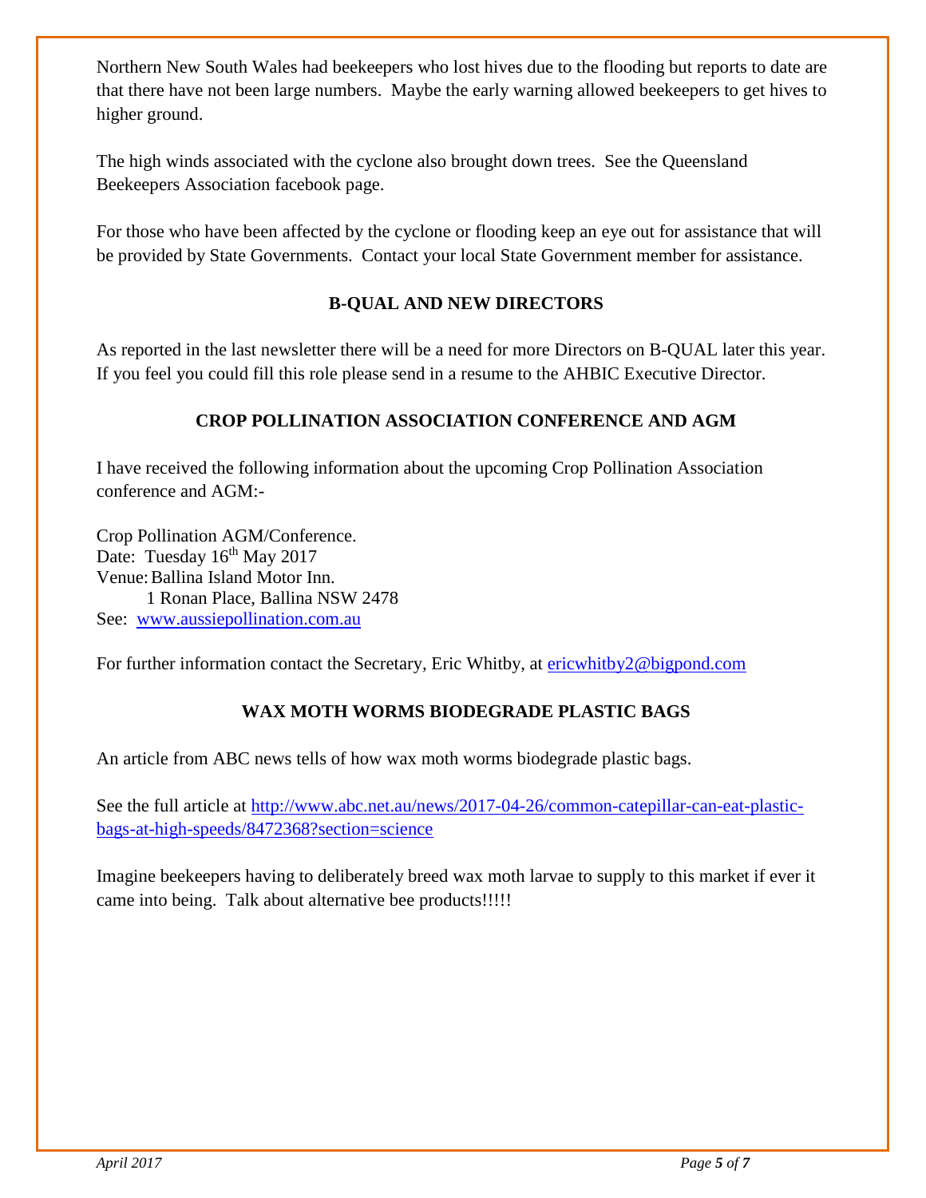Northern New South Wales had beekeepers who lost hives due to the flooding but reports to date are that there have not been large numbers. Maybe the early warning allowed beekeepers to get hives to higher ground.

The high winds associated with the cyclone also brought down trees. See the Queensland Beekeepers Association facebook page.

For those who have been affected by the cyclone or flooding keep an eye out for assistance that will be provided by State Governments. Contact your local State Government member for assistance.

## B-QUAL AND NEW DIRECTORS

As reported in the last newsletter there will be a need for more Directors on B-QUAL later this year. If you feel you could fill this role please send in a resume to the AHBIC Executive Director.

## CROP POLLINATION ASSOCIATION CONFERENCE AND AGM

I have received the following information about the upcoming Crop Pollination Association conference and AGM:-

Crop Pollination AGM/Conference.
Date: Tuesday 16th May 2017
Venue: Ballina Island Motor Inn.
1 Ronan Place, Ballina NSW 2478
See: www.aussiepollination.com.au

For further information contact the Secretary, Eric Whitby, at ericwhitby2@bigpond.com

## WAX MOTH WORMS BIODEGRADE PLASTIC BAGS

An article from ABC news tells of how wax moth worms biodegrade plastic bags.

See the full article at http://www.abc.net.au/news/2017-04-26/common-catepillar-can-eat-plastic-bags-at-high-speeds/8472368?section=science

Imagine beekeepers having to deliberately breed wax moth larvae to supply to this market if ever it came into being. Talk about alternative bee products!!!!!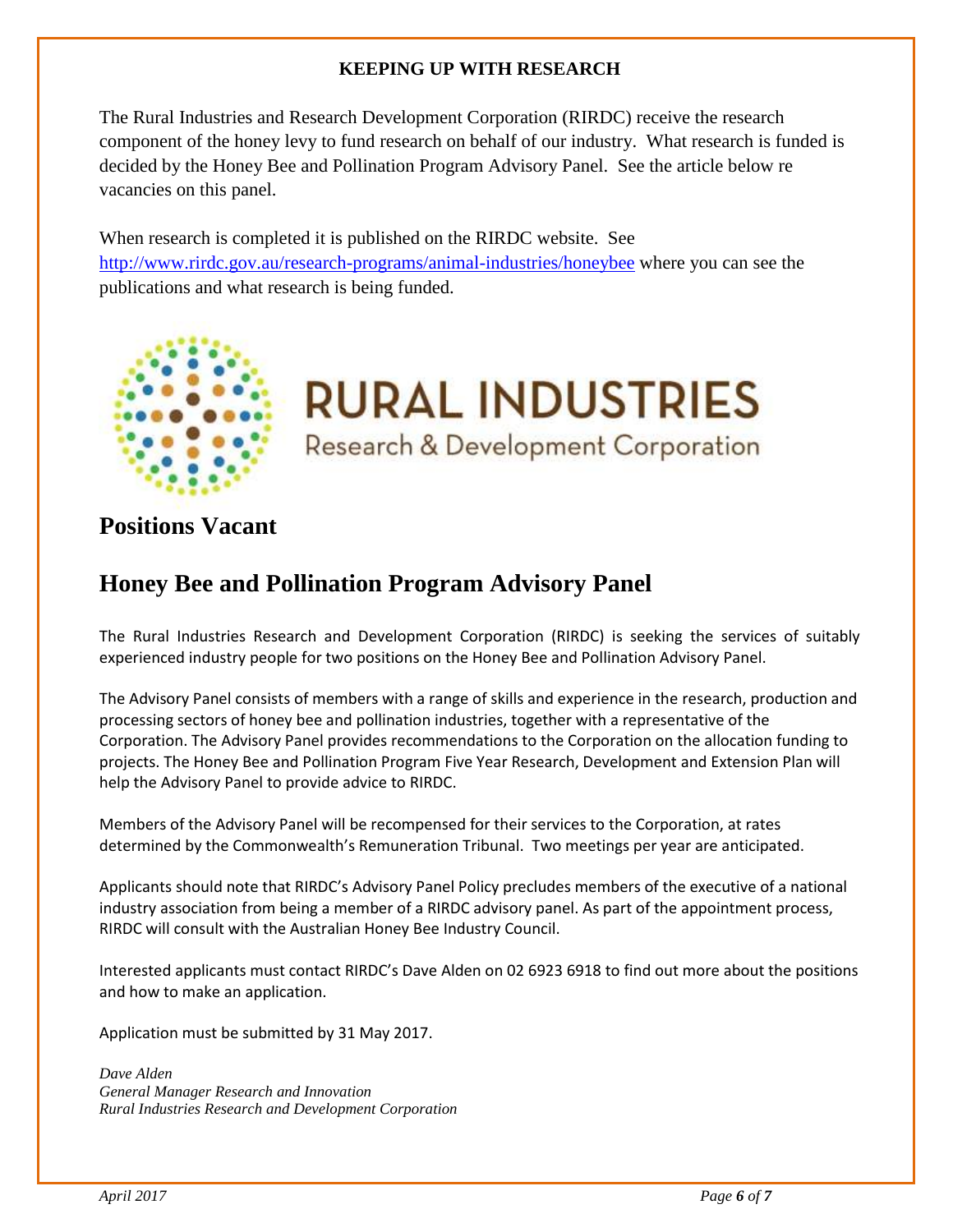## KEEPING UP WITH RESEARCH

The Rural Industries and Research Development Corporation (RIRDC) receive the research component of the honey levy to fund research on behalf of our industry. What research is funded is decided by the Honey Bee and Pollination Program Advisory Panel. See the article below re vacancies on this panel.

When research is completed it is published on the RIRDC website. See http://www.rirdc.gov.au/research-programs/animal-industries/honeybee where you can see the publications and what research is being funded.

RURAL INDUSTRIES
Research & Development Corporation

# Positions Vacant

# Honey Bee and Pollination Program Advisory Panel

The Rural Industries Research and Development Corporation (RIRDC) is seeking the services of suitably experienced industry people for two positions on the Honey Bee and Pollination Advisory Panel.

The Advisory Panel consists of members with a range of skills and experience in the research, production and processing sectors of honey bee and pollination industries, together with a representative of the Corporation. The Advisory Panel provides recommendations to the Corporation on the allocation funding to projects. The Honey Bee and Pollination Program Five Year Research, Development and Extension Plan will help the Advisory Panel to provide advice to RIRDC.

Members of the Advisory Panel will be recompensed for their services to the Corporation, at rates determined by the Commonwealth's Remuneration Tribunal. Two meetings per year are anticipated.

Applicants should note that RIRDC's Advisory Panel Policy precludes members of the executive of a national industry association from being a member of a RIRDC advisory panel. As part of the appointment process, RIRDC will consult with the Australian Honey Bee Industry Council.

Interested applicants must contact RIRDC's Dave Alden on 02 6923 6918 to find out more about the positions and how to make an application.

Application must be submitted by 31 May 2017.

*Dave Alden*
*General Manager Research and Innovation*
*Rural Industries Research and Development Corporation*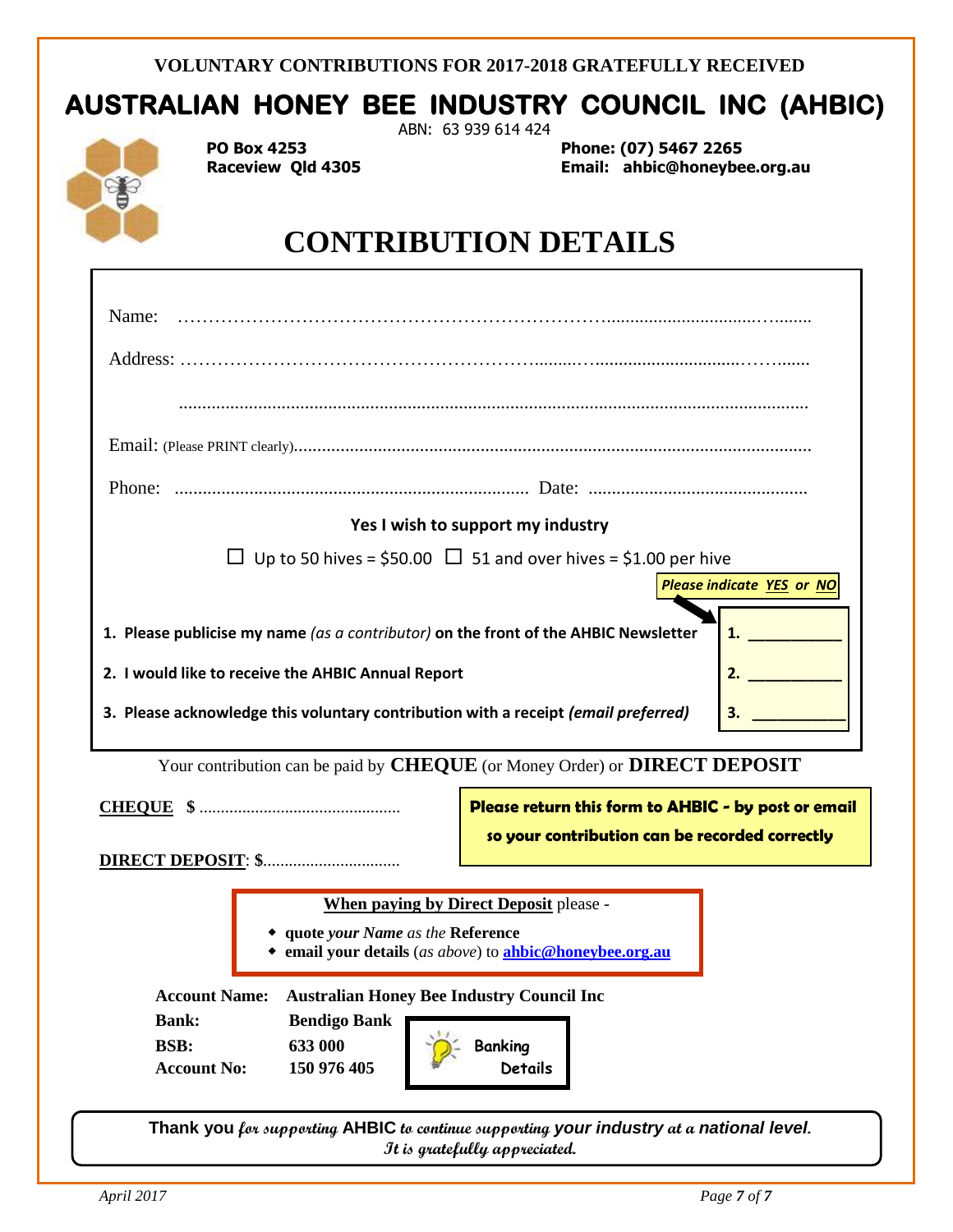**VOLUNTARY CONTRIBUTIONS FOR 2017-2018 GRATEFULLY RECEIVED**

# AUSTRALIAN HONEY BEE INDUSTRY COUNCIL INC (AHBIC)

ABN: 63 939 614 424

**PO Box 4253**
**Raceview Qld 4305**

**Phone: (07) 5467 2265**
**Email: ahbic@honeybee.org.au**

# CONTRIBUTION DETAILS

Name: ……………………………………………………………………………………………

Address: ……………………………………………………………………………………………

……………………………………………………………………………………………

Email: (Please PRINT clearly)……………………………………………………………………………

Phone: …………………………………………………… Date: ………………………………………

**Yes I wish to support my industry**

☐ Up to 50 hives = $50.00 ☐ 51 and over hives = $1.00 per hive

***Please indicate YES or NO***

1. **Please publicise my name** *(as a contributor)* **on the front of the AHBIC Newsletter** — **1.** ________
2. **I would like to receive the AHBIC Annual Report** — **2.** ________
3. **Please acknowledge this voluntary contribution with a receipt *(email preferred)*** — **3.** ________

Your contribution can be paid by **CHEQUE** (or Money Order) or **DIRECT DEPOSIT**

**CHEQUE $** ……………………………………

**DIRECT DEPOSIT: $**……………………………

**Please return this form to AHBIC - by post or email so your contribution can be recorded correctly**

**When paying by Direct Deposit** please -

- **quote *your Name* as the Reference**
- **email your details** (*as above*) to **ahbic@honeybee.org.au**

| | |
|---|---|
| **Account Name:** | **Australian Honey Bee Industry Council Inc** |
| **Bank:** | **Bendigo Bank** |
| **BSB:** | **633 000** |
| **Account No:** | **150 976 405** |

Banking Details

**Thank you** *for supporting* **AHBIC** *to continue supporting* ***your industry*** *at a* ***national level.*** *It is gratefully appreciated.*

*April 2017*